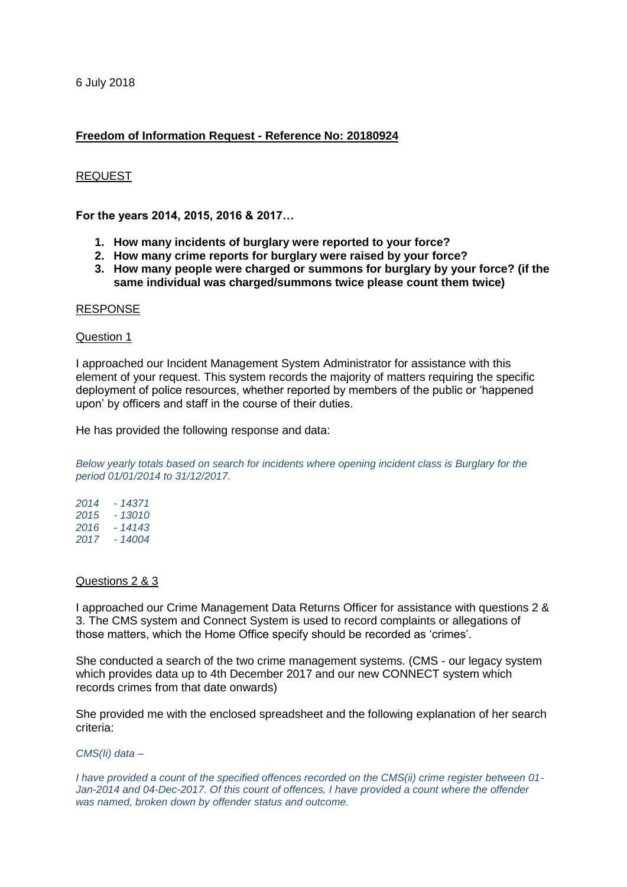6 July 2018

## Freedom of Information Request - Reference No: 20180924

### REQUEST

**For the years 2014, 2015, 2016 & 2017…**

1. **How many incidents of burglary were reported to your force?**
2. **How many crime reports for burglary were raised by your force?**
3. **How many people were charged or summons for burglary by your force? (if the same individual was charged/summons twice please count them twice)**

### RESPONSE

Question 1

I approached our Incident Management System Administrator for assistance with this element of your request. This system records the majority of matters requiring the specific deployment of police resources, whether reported by members of the public or 'happened upon' by officers and staff in the course of their duties.

He has provided the following response and data:

*Below yearly totals based on search for incidents where opening incident class is Burglary for the period 01/01/2014 to 31/12/2017.*

*2014 - 14371*
*2015 - 13010*
*2016 - 14143*
*2017 - 14004*

Questions 2 & 3

I approached our Crime Management Data Returns Officer for assistance with questions 2 & 3. The CMS system and Connect System is used to record complaints or allegations of those matters, which the Home Office specify should be recorded as 'crimes'.

She conducted a search of the two crime management systems. (CMS - our legacy system which provides data up to 4th December 2017 and our new CONNECT system which records crimes from that date onwards)

She provided me with the enclosed spreadsheet and the following explanation of her search criteria:

*CMS(Ii) data –*

*I have provided a count of the specified offences recorded on the CMS(ii) crime register between 01-Jan-2014 and 04-Dec-2017. Of this count of offences, I have provided a count where the offender was named, broken down by offender status and outcome.*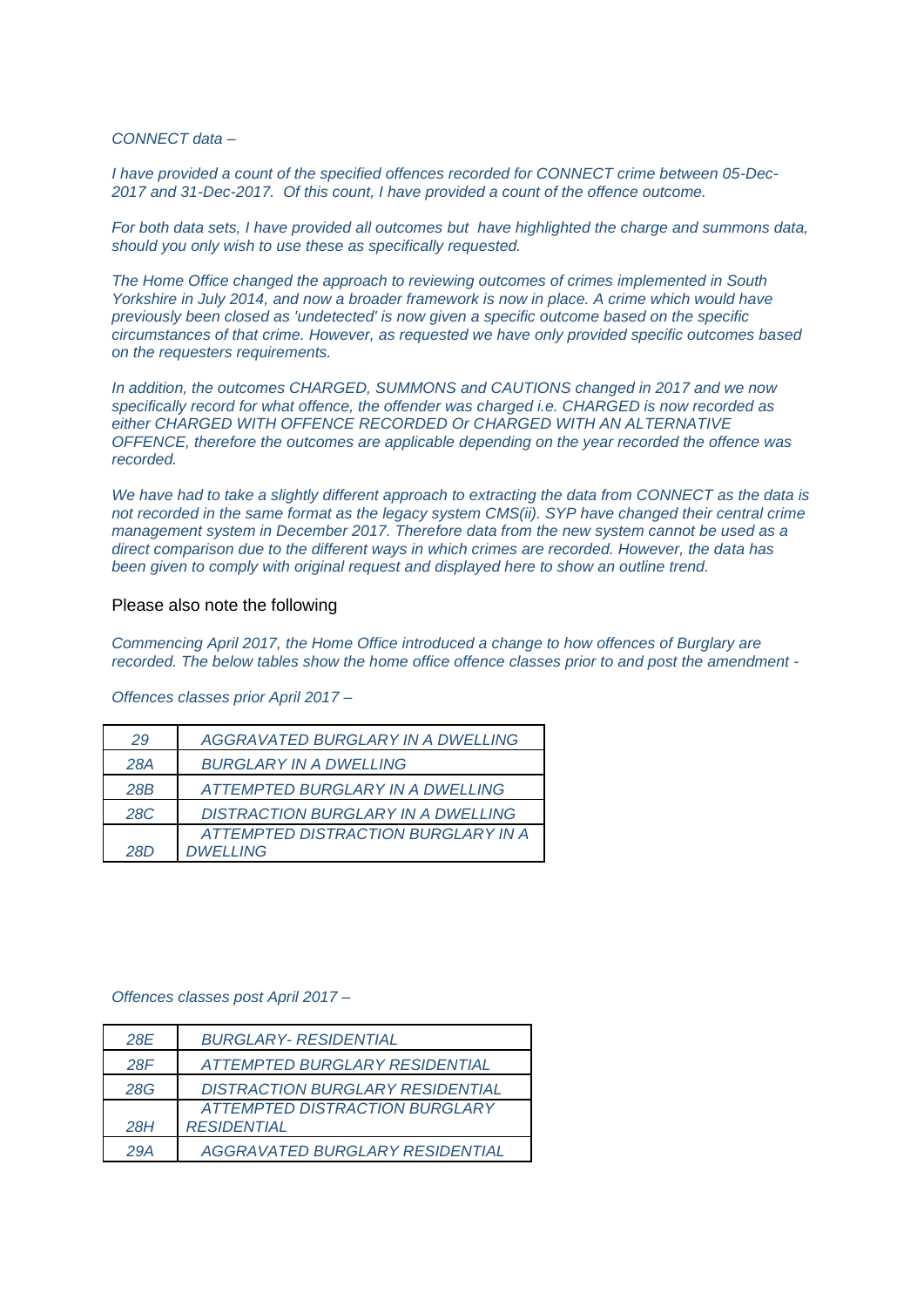*CONNECT data –*

*I have provided a count of the specified offences recorded for CONNECT crime between 05-Dec-2017 and 31-Dec-2017. Of this count, I have provided a count of the offence outcome.*

*For both data sets, I have provided all outcomes but have highlighted the charge and summons data, should you only wish to use these as specifically requested.*

*The Home Office changed the approach to reviewing outcomes of crimes implemented in South Yorkshire in July 2014, and now a broader framework is now in place. A crime which would have previously been closed as 'undetected' is now given a specific outcome based on the specific circumstances of that crime. However, as requested we have only provided specific outcomes based on the requesters requirements.*

*In addition, the outcomes CHARGED, SUMMONS and CAUTIONS changed in 2017 and we now specifically record for what offence, the offender was charged i.e. CHARGED is now recorded as either CHARGED WITH OFFENCE RECORDED Or CHARGED WITH AN ALTERNATIVE OFFENCE, therefore the outcomes are applicable depending on the year recorded the offence was recorded.*

*We have had to take a slightly different approach to extracting the data from CONNECT as the data is not recorded in the same format as the legacy system CMS(ii). SYP have changed their central crime management system in December 2017. Therefore data from the new system cannot be used as a direct comparison due to the different ways in which crimes are recorded. However, the data has been given to comply with original request and displayed here to show an outline trend.*

Please also note the following

*Commencing April 2017, the Home Office introduced a change to how offences of Burglary are recorded. The below tables show the home office offence classes prior to and post the amendment -*

*Offences classes prior April 2017 –*

| | |
|---|---|
| *29* | *AGGRAVATED BURGLARY IN A DWELLING* |
| *28A* | *BURGLARY IN A DWELLING* |
| *28B* | *ATTEMPTED BURGLARY IN A DWELLING* |
| *28C* | *DISTRACTION BURGLARY IN A DWELLING* |
| *28D* | *ATTEMPTED DISTRACTION BURGLARY IN A DWELLING* |

*Offences classes post April 2017 –*

| | |
|---|---|
| *28E* | *BURGLARY- RESIDENTIAL* |
| *28F* | *ATTEMPTED BURGLARY RESIDENTIAL* |
| *28G* | *DISTRACTION BURGLARY RESIDENTIAL* |
| *28H* | *ATTEMPTED DISTRACTION BURGLARY RESIDENTIAL* |
| *29A* | *AGGRAVATED BURGLARY RESIDENTIAL* |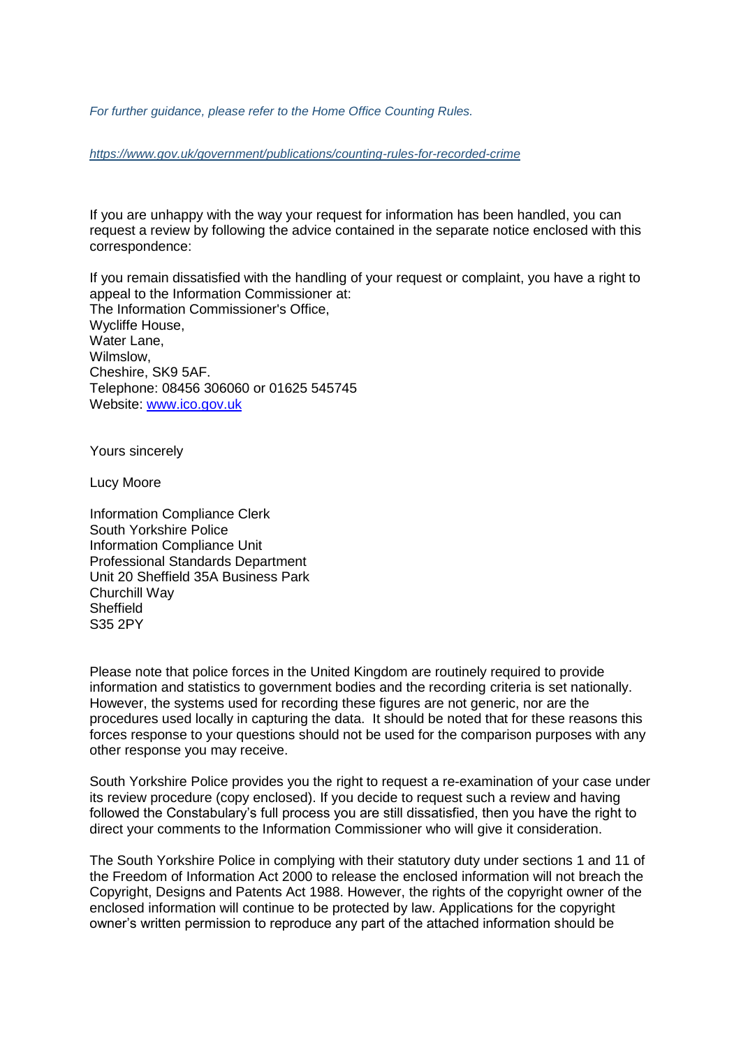*For further guidance, please refer to the Home Office Counting Rules.*

*https://www.gov.uk/government/publications/counting-rules-for-recorded-crime*

If you are unhappy with the way your request for information has been handled, you can request a review by following the advice contained in the separate notice enclosed with this correspondence:

If you remain dissatisfied with the handling of your request or complaint, you have a right to appeal to the Information Commissioner at:
The Information Commissioner's Office,
Wycliffe House,
Water Lane,
Wilmslow,
Cheshire, SK9 5AF.
Telephone: 08456 306060 or 01625 545745
Website: www.ico.gov.uk

Yours sincerely

Lucy Moore

Information Compliance Clerk
South Yorkshire Police
Information Compliance Unit
Professional Standards Department
Unit 20 Sheffield 35A Business Park
Churchill Way
Sheffield
S35 2PY

Please note that police forces in the United Kingdom are routinely required to provide information and statistics to government bodies and the recording criteria is set nationally. However, the systems used for recording these figures are not generic, nor are the procedures used locally in capturing the data. It should be noted that for these reasons this forces response to your questions should not be used for the comparison purposes with any other response you may receive.

South Yorkshire Police provides you the right to request a re-examination of your case under its review procedure (copy enclosed). If you decide to request such a review and having followed the Constabulary's full process you are still dissatisfied, then you have the right to direct your comments to the Information Commissioner who will give it consideration.

The South Yorkshire Police in complying with their statutory duty under sections 1 and 11 of the Freedom of Information Act 2000 to release the enclosed information will not breach the Copyright, Designs and Patents Act 1988. However, the rights of the copyright owner of the enclosed information will continue to be protected by law. Applications for the copyright owner's written permission to reproduce any part of the attached information should be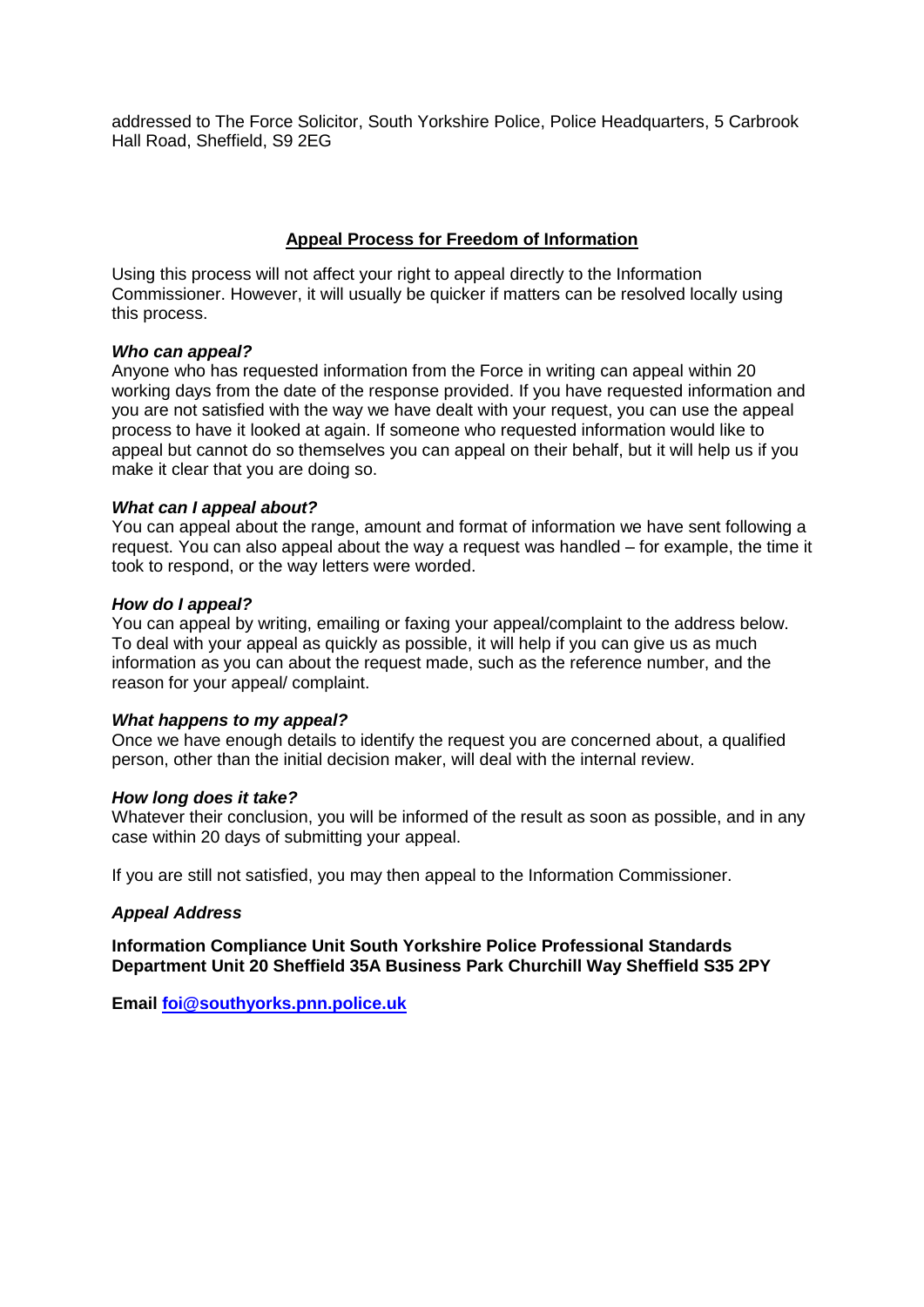addressed to The Force Solicitor, South Yorkshire Police, Police Headquarters, 5 Carbrook Hall Road, Sheffield, S9 2EG

## Appeal Process for Freedom of Information

Using this process will not affect your right to appeal directly to the Information Commissioner. However, it will usually be quicker if matters can be resolved locally using this process.

***Who can appeal?***

Anyone who has requested information from the Force in writing can appeal within 20 working days from the date of the response provided. If you have requested information and you are not satisfied with the way we have dealt with your request, you can use the appeal process to have it looked at again. If someone who requested information would like to appeal but cannot do so themselves you can appeal on their behalf, but it will help us if you make it clear that you are doing so.

***What can I appeal about?***

You can appeal about the range, amount and format of information we have sent following a request. You can also appeal about the way a request was handled – for example, the time it took to respond, or the way letters were worded.

***How do I appeal?***

You can appeal by writing, emailing or faxing your appeal/complaint to the address below. To deal with your appeal as quickly as possible, it will help if you can give us as much information as you can about the request made, such as the reference number, and the reason for your appeal/ complaint.

***What happens to my appeal?***

Once we have enough details to identify the request you are concerned about, a qualified person, other than the initial decision maker, will deal with the internal review.

***How long does it take?***

Whatever their conclusion, you will be informed of the result as soon as possible, and in any case within 20 days of submitting your appeal.

If you are still not satisfied, you may then appeal to the Information Commissioner.

***Appeal Address***

**Information Compliance Unit South Yorkshire Police Professional Standards Department Unit 20 Sheffield 35A Business Park Churchill Way Sheffield S35 2PY**

**Email [foi@southyorks.pnn.police.uk](mailto:foi@southyorks.pnn.police.uk)**